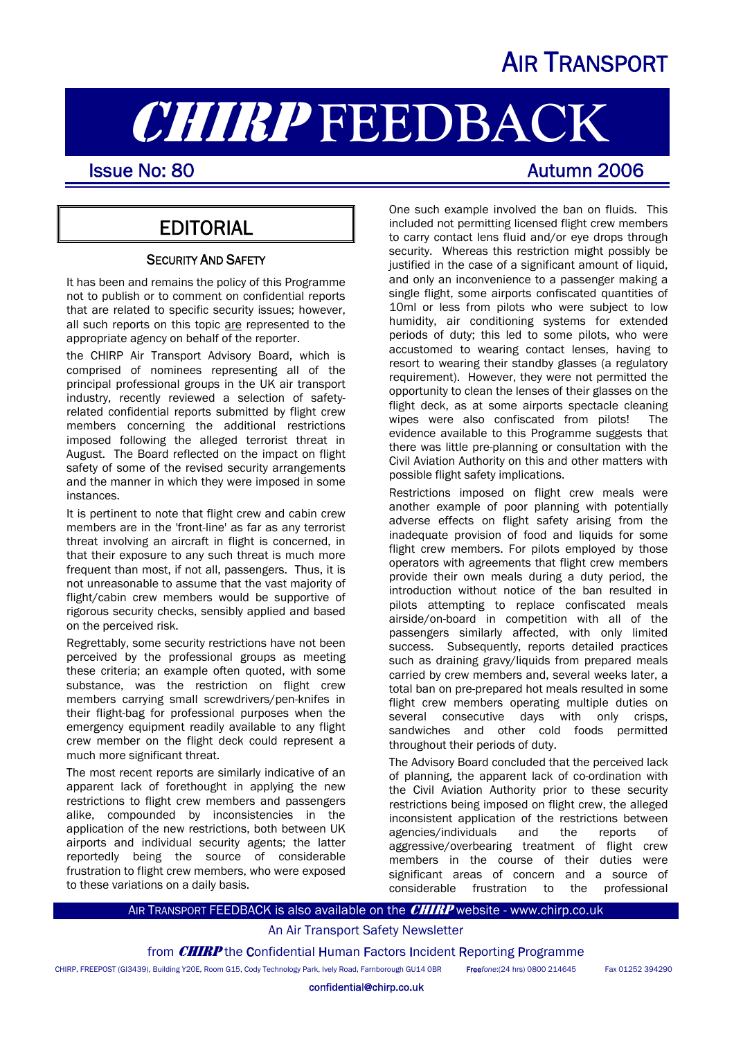AIR TRANSPORT

# CHIRP FEEDBACK

Issue No: 80 Autumn 2006

## EDITORIAL

### SECURITY AND SAFETY

It has been and remains the policy of this Programme not to publish or to comment on confidential reports that are related to specific security issues; however, all such reports on this topic are represented to the appropriate agency on behalf of the reporter.

the CHIRP Air Transport Advisory Board, which is comprised of nominees representing all of the principal professional groups in the UK air transport industry, recently reviewed a selection of safety-related confidential reports submitted by flight crew members concerning the additional restrictions imposed following the alleged terrorist threat in August. The Board reflected on the impact on flight safety of some of the revised security arrangements and the manner in which they were imposed in some instances.

It is pertinent to note that flight crew and cabin crew members are in the 'front-line' as far as any terrorist threat involving an aircraft in flight is concerned, in that their exposure to any such threat is much more frequent than most, if not all, passengers. Thus, it is not unreasonable to assume that the vast majority of flight/cabin crew members would be supportive of rigorous security checks, sensibly applied and based on the perceived risk.

Regrettably, some security restrictions have not been perceived by the professional groups as meeting these criteria; an example often quoted, with some substance, was the restriction on flight crew members carrying small screwdrivers/pen-knifes in their flight-bag for professional purposes when the emergency equipment readily available to any flight crew member on the flight deck could represent a much more significant threat.

The most recent reports are similarly indicative of an apparent lack of forethought in applying the new restrictions to flight crew members and passengers alike, compounded by inconsistencies in the application of the new restrictions, both between UK airports and individual security agents; the latter reportedly being the source of considerable frustration to flight crew members, who were exposed to these variations on a daily basis.

One such example involved the ban on fluids. This included not permitting licensed flight crew members to carry contact lens fluid and/or eye drops through security. Whereas this restriction might possibly be justified in the case of a significant amount of liquid, and only an inconvenience to a passenger making a single flight, some airports confiscated quantities of 10ml or less from pilots who were subject to low humidity, air conditioning systems for extended periods of duty; this led to some pilots, who were accustomed to wearing contact lenses, having to resort to wearing their standby glasses (a regulatory requirement). However, they were not permitted the opportunity to clean the lenses of their glasses on the flight deck, as at some airports spectacle cleaning wipes were also confiscated from pilots! The evidence available to this Programme suggests that there was little pre-planning or consultation with the Civil Aviation Authority on this and other matters with possible flight safety implications.

Restrictions imposed on flight crew meals were another example of poor planning with potentially adverse effects on flight safety arising from the inadequate provision of food and liquids for some flight crew members. For pilots employed by those operators with agreements that flight crew members provide their own meals during a duty period, the introduction without notice of the ban resulted in pilots attempting to replace confiscated meals airside/on-board in competition with all of the passengers similarly affected, with only limited success. Subsequently, reports detailed practices such as draining gravy/liquids from prepared meals carried by crew members and, several weeks later, a total ban on pre-prepared hot meals resulted in some flight crew members operating multiple duties on several consecutive days with only crisps, sandwiches and other cold foods permitted throughout their periods of duty.

The Advisory Board concluded that the perceived lack of planning, the apparent lack of co-ordination with the Civil Aviation Authority prior to these security restrictions being imposed on flight crew, the alleged inconsistent application of the restrictions between agencies/individuals and the reports of aggressive/overbearing treatment of flight crew members in the course of their duties were significant areas of concern and a source of considerable frustration to the professional

AIR TRANSPORT FEEDBACK is also available on the CHIRP website - www.chirp.co.uk

An Air Transport Safety Newsletter

from CHIRP the Confidential Human Factors Incident Reporting Programme

CHIRP, FREEPOST (GI3439), Building Y20E, Room G15, Cody Technology Park, Ively Road, Farnborough GU14 0BR Freefone:(24 hrs) 0800 214645 Fax 01252 394290

confidential@chirp.co.uk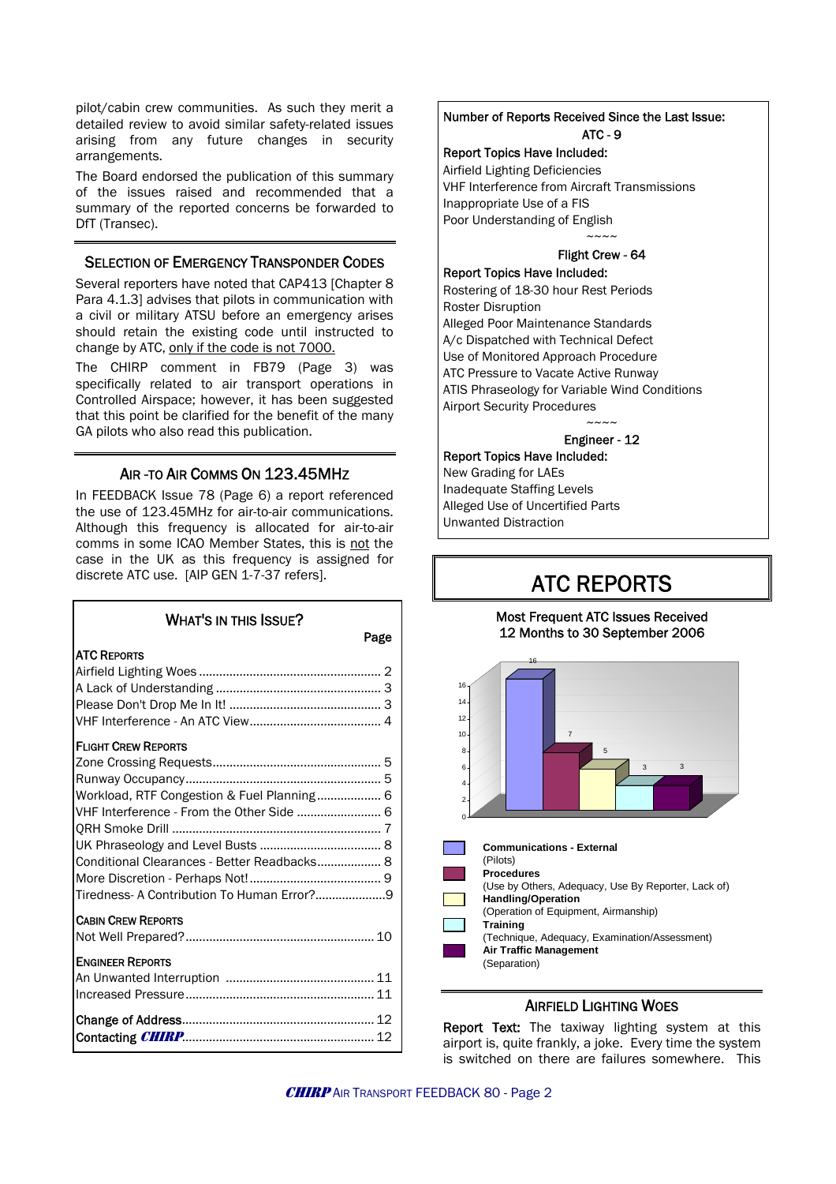pilot/cabin crew communities. As such they merit a detailed review to avoid similar safety-related issues arising from any future changes in security arrangements.

The Board endorsed the publication of this summary of the issues raised and recommended that a summary of the reported concerns be forwarded to DfT (Transec).

## SELECTION OF EMERGENCY TRANSPONDER CODES

Several reporters have noted that CAP413 [Chapter 8 Para 4.1.3] advises that pilots in communication with a civil or military ATSU before an emergency arises should retain the existing code until instructed to change by ATC, only if the code is not 7000.

The CHIRP comment in FB79 (Page 3) was specifically related to air transport operations in Controlled Airspace; however, it has been suggested that this point be clarified for the benefit of the many GA pilots who also read this publication.

## AIR -TO AIR COMMS ON 123.45MHZ

In FEEDBACK Issue 78 (Page 6) a report referenced the use of 123.45MHz for air-to-air communications. Although this frequency is allocated for air-to-air comms in some ICAO Member States, this is not the case in the UK as this frequency is assigned for discrete ATC use. [AIP GEN 1-7-37 refers].

## WHAT'S IN THIS ISSUE?

| | Page |
|---|---|
| **ATC REPORTS** | |
| Airfield Lighting Woes | 2 |
| A Lack of Understanding | 3 |
| Please Don't Drop Me In It! | 3 |
| VHF Interference - An ATC View | 4 |
| **FLIGHT CREW REPORTS** | |
| Zone Crossing Requests | 5 |
| Runway Occupancy | 5 |
| Workload, RTF Congestion & Fuel Planning | 6 |
| VHF Interference - From the Other Side | 6 |
| QRH Smoke Drill | 7 |
| UK Phraseology and Level Busts | 8 |
| Conditional Clearances - Better Readbacks | 8 |
| More Discretion - Perhaps Not! | 9 |
| Tiredness- A Contribution To Human Error? | 9 |
| **CABIN CREW REPORTS** | |
| Not Well Prepared? | 10 |
| **ENGINEER REPORTS** | |
| An Unwanted Interruption | 11 |
| Increased Pressure | 11 |
| **Change of Address** | 12 |
| **Contacting *CHIRP*** | 12 |

Number of Reports Received Since the Last Issue:

**ATC - 9**

Report Topics Have Included:

Airfield Lighting Deficiencies
VHF Interference from Aircraft Transmissions
Inappropriate Use of a FIS
Poor Understanding of English

~~~~

**Flight Crew - 64**

Report Topics Have Included:

Rostering of 18-30 hour Rest Periods
Roster Disruption
Alleged Poor Maintenance Standards
A/c Dispatched with Technical Defect
Use of Monitored Approach Procedure
ATC Pressure to Vacate Active Runway
ATIS Phraseology for Variable Wind Conditions
Airport Security Procedures

~~~~

**Engineer - 12**

Report Topics Have Included:

New Grading for LAEs
Inadequate Staffing Levels
Alleged Use of Uncertified Parts
Unwanted Distraction

# ATC REPORTS

Most Frequent ATC Issues Received
12 Months to 30 September 2006

| Issue | Reports |
|---|---|
| **Communications - External** (Pilots) | 16 |
| **Procedures** (Use by Others, Adequacy, Use By Reporter, Lack of) | 7 |
| **Handling/Operation** (Operation of Equipment, Airmanship) | 5 |
| **Training** (Technique, Adequacy, Examination/Assessment) | 3 |
| **Air Traffic Management** (Separation) | 3 |

## AIRFIELD LIGHTING WOES

**Report Text:** The taxiway lighting system at this airport is, quite frankly, a joke. Every time the system is switched on there are failures somewhere. This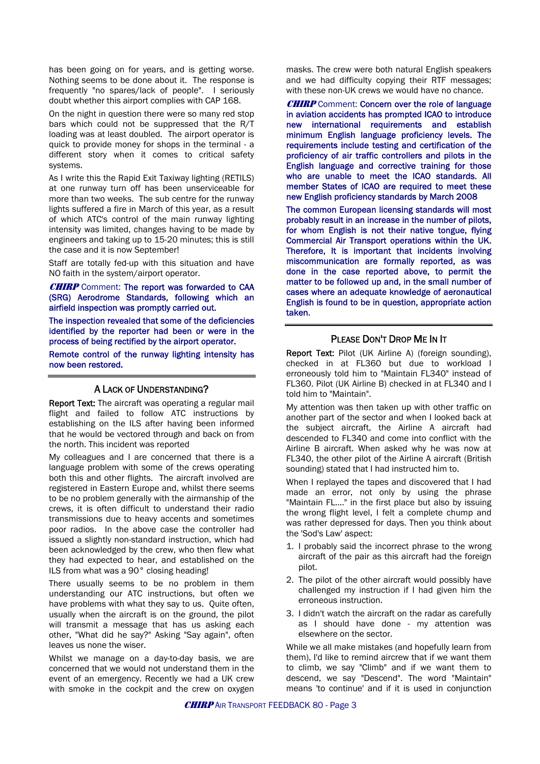has been going on for years, and is getting worse. Nothing seems to be done about it. The response is frequently "no spares/lack of people". I seriously doubt whether this airport complies with CAP 168.

On the night in question there were so many red stop bars which could not be suppressed that the R/T loading was at least doubled. The airport operator is quick to provide money for shops in the terminal - a different story when it comes to critical safety systems.

As I write this the Rapid Exit Taxiway lighting (RETILS) at one runway turn off has been unserviceable for more than two weeks. The sub centre for the runway lights suffered a fire in March of this year, as a result of which ATC's control of the main runway lighting intensity was limited, changes having to be made by engineers and taking up to 15-20 minutes; this is still the case and it is now September!

Staff are totally fed-up with this situation and have NO faith in the system/airport operator.

***CHIRP*** Comment: **The report was forwarded to CAA (SRG) Aerodrome Standards, following which an airfield inspection was promptly carried out.**

**The inspection revealed that some of the deficiencies identified by the reporter had been or were in the process of being rectified by the airport operator.**

**Remote control of the runway lighting intensity has now been restored.**

## A Lack of Understanding?

**Report Text:** The aircraft was operating a regular mail flight and failed to follow ATC instructions by establishing on the ILS after having been informed that he would be vectored through and back on from the north. This incident was reported

My colleagues and I are concerned that there is a language problem with some of the crews operating both this and other flights. The aircraft involved are registered in Eastern Europe and, whilst there seems to be no problem generally with the airmanship of the crews, it is often difficult to understand their radio transmissions due to heavy accents and sometimes poor radios. In the above case the controller had issued a slightly non-standard instruction, which had been acknowledged by the crew, who then flew what they had expected to hear, and established on the ILS from what was a 90° closing heading!

There usually seems to be no problem in them understanding our ATC instructions, but often we have problems with what they say to us. Quite often, usually when the aircraft is on the ground, the pilot will transmit a message that has us asking each other, "What did he say?" Asking "Say again", often leaves us none the wiser.

Whilst we manage on a day-to-day basis, we are concerned that we would not understand them in the event of an emergency. Recently we had a UK crew with smoke in the cockpit and the crew on oxygen masks. The crew were both natural English speakers and we had difficulty copying their RTF messages; with these non-UK crews we would have no chance.

***CHIRP*** Comment: **Concern over the role of language in aviation accidents has prompted ICAO to introduce new international requirements and establish minimum English language proficiency levels. The requirements include testing and certification of the proficiency of air traffic controllers and pilots in the English language and corrective training for those who are unable to meet the ICAO standards. All member States of ICAO are required to meet these new English proficiency standards by March 2008**

**The common European licensing standards will most probably result in an increase in the number of pilots, for whom English is not their native tongue, flying Commercial Air Transport operations within the UK. Therefore, It is important that incidents involving miscommunication are formally reported, as was done in the case reported above, to permit the matter to be followed up and, in the small number of cases where an adequate knowledge of aeronautical English is found to be in question, appropriate action taken.**

## Please Don't Drop Me In It

**Report Text:** Pilot (UK Airline A) (foreign sounding), checked in at FL360 but due to workload I erroneously told him to "Maintain FL340" instead of FL360. Pilot (UK Airline B) checked in at FL340 and I told him to "Maintain".

My attention was then taken up with other traffic on another part of the sector and when I looked back at the subject aircraft, the Airline A aircraft had descended to FL340 and come into conflict with the Airline B aircraft. When asked why he was now at FL340, the other pilot of the Airline A aircraft (British sounding) stated that I had instructed him to.

When I replayed the tapes and discovered that I had made an error, not only by using the phrase "Maintain FL...." in the first place but also by issuing the wrong flight level, I felt a complete chump and was rather depressed for days. Then you think about the 'Sod's Law' aspect:

1. I probably said the incorrect phrase to the wrong aircraft of the pair as this aircraft had the foreign pilot.
2. The pilot of the other aircraft would possibly have challenged my instruction if I had given him the erroneous instruction.
3. I didn't watch the aircraft on the radar as carefully as I should have done - my attention was elsewhere on the sector.

While we all make mistakes (and hopefully learn from them), I'd like to remind aircrew that if we want them to climb, we say "Climb" and if we want them to descend, we say "Descend". The word "Maintain" means 'to continue' and if it is used in conjunction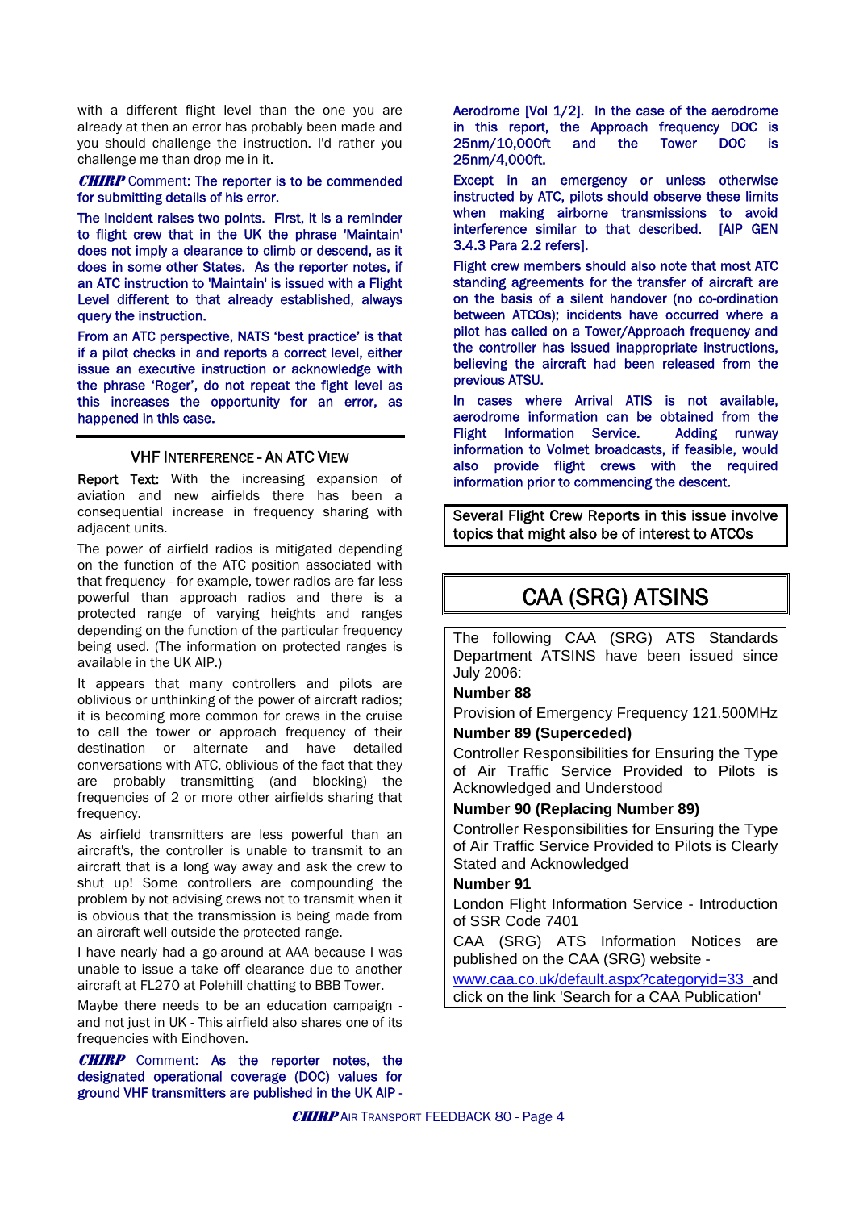with a different flight level than the one you are already at then an error has probably been made and you should challenge the instruction. I'd rather you challenge me than drop me in it.

**CHIRP** Comment: The reporter is to be commended for submitting details of his error.

The incident raises two points. First, it is a reminder to flight crew that in the UK the phrase 'Maintain' does not imply a clearance to climb or descend, as it does in some other States. As the reporter notes, if an ATC instruction to 'Maintain' is issued with a Flight Level different to that already established, always query the instruction.

From an ATC perspective, NATS 'best practice' is that if a pilot checks in and reports a correct level, either issue an executive instruction or acknowledge with the phrase 'Roger', do not repeat the flight level as this increases the opportunity for an error, as happened in this case.

## VHF INTERFERENCE - AN ATC VIEW

**Report Text:** With the increasing expansion of aviation and new airfields there has been a consequential increase in frequency sharing with adjacent units.

The power of airfield radios is mitigated depending on the function of the ATC position associated with that frequency - for example, tower radios are far less powerful than approach radios and there is a protected range of varying heights and ranges depending on the function of the particular frequency being used. (The information on protected ranges is available in the UK AIP.)

It appears that many controllers and pilots are oblivious or unthinking of the power of aircraft radios; it is becoming more common for crews in the cruise to call the tower or approach frequency of their destination or alternate and have detailed conversations with ATC, oblivious of the fact that they are probably transmitting (and blocking) the frequencies of 2 or more other airfields sharing that frequency.

As airfield transmitters are less powerful than an aircraft's, the controller is unable to transmit to an aircraft that is a long way away and ask the crew to shut up! Some controllers are compounding the problem by not advising crews not to transmit when it is obvious that the transmission is being made from an aircraft well outside the protected range.

I have nearly had a go-around at AAA because I was unable to issue a take off clearance due to another aircraft at FL270 at Polehill chatting to BBB Tower.

Maybe there needs to be an education campaign - and not just in UK - This airfield also shares one of its frequencies with Eindhoven.

**CHIRP** Comment: As the reporter notes, the designated operational coverage (DOC) values for ground VHF transmitters are published in the UK AIP - Aerodrome [Vol 1/2]. In the case of the aerodrome in this report, the Approach frequency DOC is 25nm/10,000ft and the Tower DOC is 25nm/4,000ft.

Except in an emergency or unless otherwise instructed by ATC, pilots should observe these limits when making airborne transmissions to avoid interference similar to that described. [AIP GEN 3.4.3 Para 2.2 refers].

Flight crew members should also note that most ATC standing agreements for the transfer of aircraft are on the basis of a silent handover (no co-ordination between ATCOs); incidents have occurred where a pilot has called on a Tower/Approach frequency and the controller has issued inappropriate instructions, believing the aircraft had been released from the previous ATSU.

In cases where Arrival ATIS is not available, aerodrome information can be obtained from the Flight Information Service. Adding runway information to Volmet broadcasts, if feasible, would also provide flight crews with the required information prior to commencing the descent.

Several Flight Crew Reports in this issue involve topics that might also be of interest to ATCOs

## CAA (SRG) ATSINS

The following CAA (SRG) ATS Standards Department ATSINS have been issued since July 2006:

**Number 88**

Provision of Emergency Frequency 121.500MHz

**Number 89 (Superceded)**

Controller Responsibilities for Ensuring the Type of Air Traffic Service Provided to Pilots is Acknowledged and Understood

**Number 90 (Replacing Number 89)**

Controller Responsibilities for Ensuring the Type of Air Traffic Service Provided to Pilots is Clearly Stated and Acknowledged

**Number 91**

London Flight Information Service - Introduction of SSR Code 7401

CAA (SRG) ATS Information Notices are published on the CAA (SRG) website - www.caa.co.uk/default.aspx?categoryid=33 and click on the link 'Search for a CAA Publication'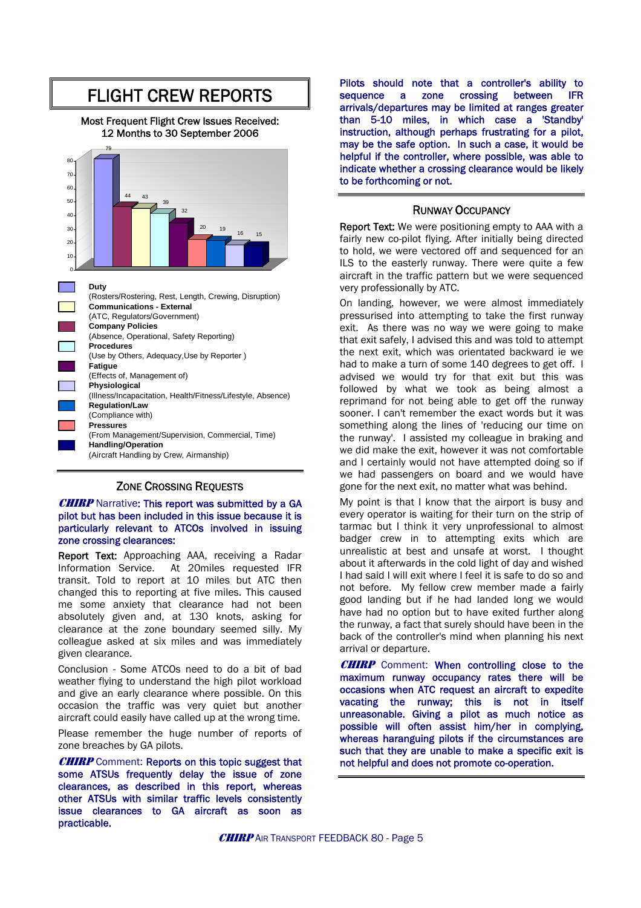# FLIGHT CREW REPORTS

Most Frequent Flight Crew Issues Received:
12 Months to 30 September 2006

| Issue | Number |
|---|---|
| Duty (Rosters/Rostering, Rest, Length, Crewing, Disruption) | 79 |
| Company Policies (Absence, Operational, Safety Reporting) | 44 |
| Communications - External (ATC, Regulators/Government) | 43 |
| Procedures (Use by Others, Adequacy,Use by Reporter ) | 39 |
| Fatigue (Effects of, Management of) | 32 |
| Pressures (From Management/Supervision, Commercial, Time) | 20 |
| Regulation/Law (Compliance with) | 19 |
| Physiological (Illness/Incapacitation, Health/Fitness/Lifestyle, Absence) | 16 |
| Handling/Operation (Aircraft Handling by Crew, Airmanship) | 15 |

## ZONE CROSSING REQUESTS

***CHIRP*** **Narrative: This report was submitted by a GA pilot but has been included in this issue because it is particularly relevant to ATCOs involved in issuing zone crossing clearances:**

**Report Text:** Approaching AAA, receiving a Radar Information Service. At 20miles requested IFR transit. Told to report at 10 miles but ATC then changed this to reporting at five miles. This caused me some anxiety that clearance had not been absolutely given and, at 130 knots, asking for clearance at the zone boundary seemed silly. My colleague asked at six miles and was immediately given clearance.

Conclusion - Some ATCOs need to do a bit of bad weather flying to understand the high pilot workload and give an early clearance where possible. On this occasion the traffic was very quiet but another aircraft could easily have called up at the wrong time.

Please remember the huge number of reports of zone breaches by GA pilots.

***CHIRP*** **Comment: Reports on this topic suggest that some ATSUs frequently delay the issue of zone clearances, as described in this report, whereas other ATSUs with similar traffic levels consistently issue clearances to GA aircraft as soon as practicable.**

**Pilots should note that a controller's ability to sequence a zone crossing between IFR arrivals/departures may be limited at ranges greater than 5-10 miles, in which case a 'Standby' instruction, although perhaps frustrating for a pilot, may be the safe option. In such a case, it would be helpful if the controller, where possible, was able to indicate whether a crossing clearance would be likely to be forthcoming or not.**

## RUNWAY OCCUPANCY

**Report Text:** We were positioning empty to AAA with a fairly new co-pilot flying. After initially being directed to hold, we were vectored off and sequenced for an ILS to the easterly runway. There were quite a few aircraft in the traffic pattern but we were sequenced very professionally by ATC.

On landing, however, we were almost immediately pressurised into attempting to take the first runway exit. As there was no way we were going to make that exit safely, I advised this and was told to attempt the next exit, which was orientated backward ie we had to make a turn of some 140 degrees to get off. I advised we would try for that exit but this was followed by what we took as being almost a reprimand for not being able to get off the runway sooner. I can't remember the exact words but it was something along the lines of 'reducing our time on the runway'. I assisted my colleague in braking and we did make the exit, however it was not comfortable and I certainly would not have attempted doing so if we had passengers on board and we would have gone for the next exit, no matter what was behind.

My point is that I know that the airport is busy and every operator is waiting for their turn on the strip of tarmac but I think it very unprofessional to almost badger crew in to attempting exits which are unrealistic at best and unsafe at worst. I thought about it afterwards in the cold light of day and wished I had said I will exit where I feel it is safe to do so and not before. My fellow crew member made a fairly good landing but if he had landed long we would have had no option but to have exited further along the runway, a fact that surely should have been in the back of the controller's mind when planning his next arrival or departure.

***CHIRP*** **Comment: When controlling close to the maximum runway occupancy rates there will be occasions when ATC request an aircraft to expedite vacating the runway; this is not in itself unreasonable. Giving a pilot as much notice as possible will often assist him/her in complying, whereas haranguing pilots if the circumstances are such that they are unable to make a specific exit is not helpful and does not promote co-operation.**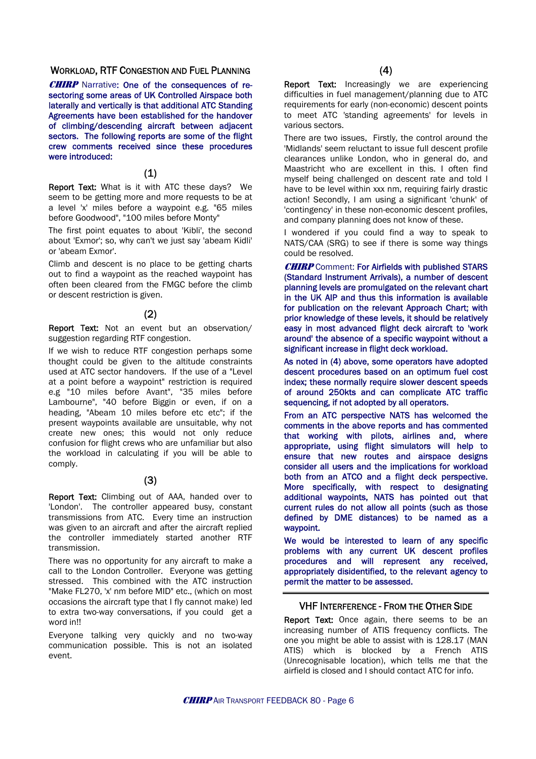## Workload, RTF Congestion and Fuel Planning

***CHIRP*** Narrative: One of the consequences of re-sectoring some areas of UK Controlled Airspace both laterally and vertically is that additional ATC Standing Agreements have been established for the handover of climbing/descending aircraft between adjacent sectors. The following reports are some of the flight crew comments received since these procedures were introduced:

### (1)

**Report Text:** What is it with ATC these days? We seem to be getting more and more requests to be at a level 'x' miles before a waypoint e.g. "65 miles before Goodwood", "100 miles before Monty"

The first point equates to about 'Kibli', the second about 'Exmor'; so, why can't we just say 'abeam Kidli' or 'abeam Exmor'.

Climb and descent is no place to be getting charts out to find a waypoint as the reached waypoint has often been cleared from the FMGC before the climb or descent restriction is given.

### (2)

**Report Text:** Not an event but an observation/ suggestion regarding RTF congestion.

If we wish to reduce RTF congestion perhaps some thought could be given to the altitude constraints used at ATC sector handovers. If the use of a "Level at a point before a waypoint" restriction is required e.g "10 miles before Avant", "35 miles before Lambourne", "40 before Biggin or even, if on a heading, "Abeam 10 miles before etc etc"; if the present waypoints available are unsuitable, why not create new ones; this would not only reduce confusion for flight crews who are unfamiliar but also the workload in calculating if you will be able to comply.

### (3)

**Report Text:** Climbing out of AAA, handed over to 'London'. The controller appeared busy, constant transmissions from ATC. Every time an instruction was given to an aircraft and after the aircraft replied the controller immediately started another RTF transmission.

There was no opportunity for any aircraft to make a call to the London Controller. Everyone was getting stressed. This combined with the ATC instruction "Make FL270, 'x' nm before MID" etc., (which on most occasions the aircraft type that I fly cannot make) led to extra two-way conversations, if you could get a word in!!

Everyone talking very quickly and no two-way communication possible. This is not an isolated event.

### (4)

**Report Text:** Increasingly we are experiencing difficulties in fuel management/planning due to ATC requirements for early (non-economic) descent points to meet ATC 'standing agreements' for levels in various sectors.

There are two issues, Firstly, the control around the 'Midlands' seem reluctant to issue full descent profile clearances unlike London, who in general do, and Maastricht who are excellent in this. I often find myself being challenged on descent rate and told I have to be level within xxx nm, requiring fairly drastic action! Secondly, I am using a significant 'chunk' of 'contingency' in these non-economic descent profiles, and company planning does not know of these.

I wondered if you could find a way to speak to NATS/CAA (SRG) to see if there is some way things could be resolved.

***CHIRP*** Comment: For Airfields with published STARS (Standard Instrument Arrivals), a number of descent planning levels are promulgated on the relevant chart in the UK AIP and thus this information is available for publication on the relevant Approach Chart; with prior knowledge of these levels, it should be relatively easy in most advanced flight deck aircraft to 'work around' the absence of a specific waypoint without a significant increase in flight deck workload.

As noted in (4) above, some operators have adopted descent procedures based on an optimum fuel cost index; these normally require slower descent speeds of around 250kts and can complicate ATC traffic sequencing, if not adopted by all operators.

From an ATC perspective NATS has welcomed the comments in the above reports and has commented that working with pilots, airlines and, where appropriate, using flight simulators will help to ensure that new routes and airspace designs consider all users and the implications for workload both from an ATCO and a flight deck perspective. More specifically, with respect to designating additional waypoints, NATS has pointed out that current rules do not allow all points (such as those defined by DME distances) to be named as a waypoint.

We would be interested to learn of any specific problems with any current UK descent profiles procedures and will represent any received, appropriately disidentified, to the relevant agency to permit the matter to be assessed.

## VHF Interference - From the Other Side

**Report Text:** Once again, there seems to be an increasing number of ATIS frequency conflicts. The one you might be able to assist with is 128.17 (MAN ATIS) which is blocked by a French ATIS (Unrecognisable location), which tells me that the airfield is closed and I should contact ATC for info.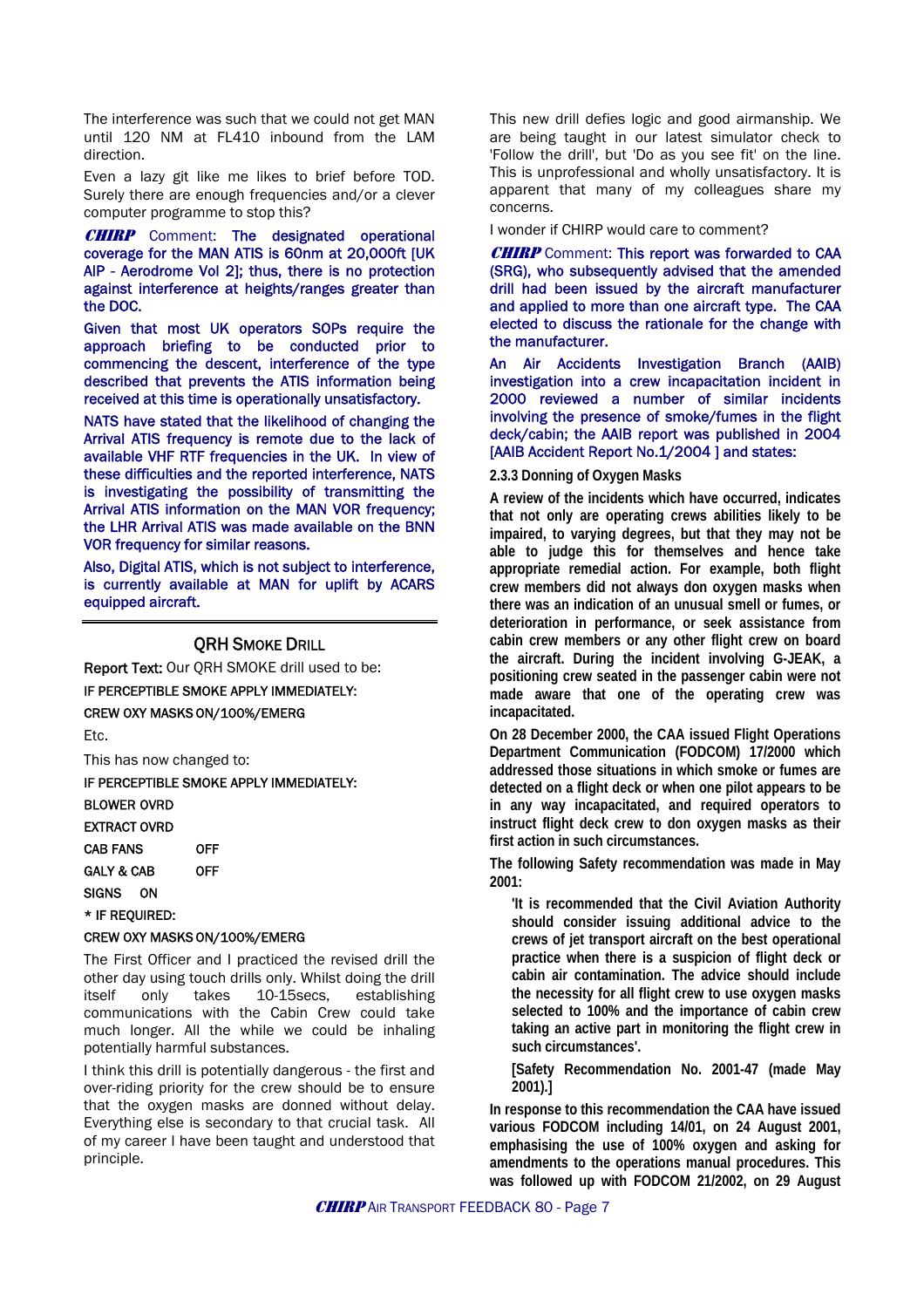The interference was such that we could not get MAN until 120 NM at FL410 inbound from the LAM direction.

Even a lazy git like me likes to brief before TOD. Surely there are enough frequencies and/or a clever computer programme to stop this?

***CHIRP*** Comment: The designated operational coverage for the MAN ATIS is 60nm at 20,000ft [UK AIP - Aerodrome Vol 2]; thus, there is no protection against interference at heights/ranges greater than the DOC.

Given that most UK operators SOPs require the approach briefing to be conducted prior to commencing the descent, interference of the type described that prevents the ATIS information being received at this time is operationally unsatisfactory.

NATS have stated that the likelihood of changing the Arrival ATIS frequency is remote due to the lack of available VHF RTF frequencies in the UK. In view of these difficulties and the reported interference, NATS is investigating the possibility of transmitting the Arrival ATIS information on the MAN VOR frequency; the LHR Arrival ATIS was made available on the BNN VOR frequency for similar reasons.

Also, Digital ATIS, which is not subject to interference, is currently available at MAN for uplift by ACARS equipped aircraft.

## QRH Smoke Drill

**Report Text:** Our QRH SMOKE drill used to be:

IF PERCEPTIBLE SMOKE APPLY IMMEDIATELY:

CREW OXY MASKS ON/100%/EMERG

Etc.

This has now changed to:

IF PERCEPTIBLE SMOKE APPLY IMMEDIATELY:

BLOWER OVRD

EXTRACT OVRD

CAB FANS OFF

GALY & CAB OFF

SIGNS ON

* IF REQUIRED:

CREW OXY MASKS ON/100%/EMERG

The First Officer and I practiced the revised drill the other day using touch drills only. Whilst doing the drill itself only takes 10-15secs, establishing communications with the Cabin Crew could take much longer. All the while we could be inhaling potentially harmful substances.

I think this drill is potentially dangerous - the first and over-riding priority for the crew should be to ensure that the oxygen masks are donned without delay. Everything else is secondary to that crucial task. All of my career I have been taught and understood that principle.

This new drill defies logic and good airmanship. We are being taught in our latest simulator check to 'Follow the drill', but 'Do as you see fit' on the line. This is unprofessional and wholly unsatisfactory. It is apparent that many of my colleagues share my concerns.

I wonder if CHIRP would care to comment?

***CHIRP*** Comment: This report was forwarded to CAA (SRG), who subsequently advised that the amended drill had been issued by the aircraft manufacturer and applied to more than one aircraft type. The CAA elected to discuss the rationale for the change with the manufacturer.

An Air Accidents Investigation Branch (AAIB) investigation into a crew incapacitation incident in 2000 reviewed a number of similar incidents involving the presence of smoke/fumes in the flight deck/cabin; the AAIB report was published in 2004 [AAIB Accident Report No.1/2004 ] and states:

**2.3.3 Donning of Oxygen Masks**

**A review of the incidents which have occurred, indicates that not only are operating crews abilities likely to be impaired, to varying degrees, but that they may not be able to judge this for themselves and hence take appropriate remedial action. For example, both flight crew members did not always don oxygen masks when there was an indication of an unusual smell or fumes, or deterioration in performance, or seek assistance from cabin crew members or any other flight crew on board the aircraft. During the incident involving G-JEAK, a positioning crew seated in the passenger cabin were not made aware that one of the operating crew was incapacitated.**

**On 28 December 2000, the CAA issued Flight Operations Department Communication (FODCOM) 17/2000 which addressed those situations in which smoke or fumes are detected on a flight deck or when one pilot appears to be in any way incapacitated, and required operators to instruct flight deck crew to don oxygen masks as their first action in such circumstances.**

**The following Safety recommendation was made in May 2001:**

> **'It is recommended that the Civil Aviation Authority should consider issuing additional advice to the crews of jet transport aircraft on the best operational practice when there is a suspicion of flight deck or cabin air contamination. The advice should include the necessity for all flight crew to use oxygen masks selected to 100% and the importance of cabin crew taking an active part in monitoring the flight crew in such circumstances'.**
>
> **[Safety Recommendation No. 2001-47 (made May 2001).]**

**In response to this recommendation the CAA have issued various FODCOM including 14/01, on 24 August 2001, emphasising the use of 100% oxygen and asking for amendments to the operations manual procedures. This was followed up with FODCOM 21/2002, on 29 August**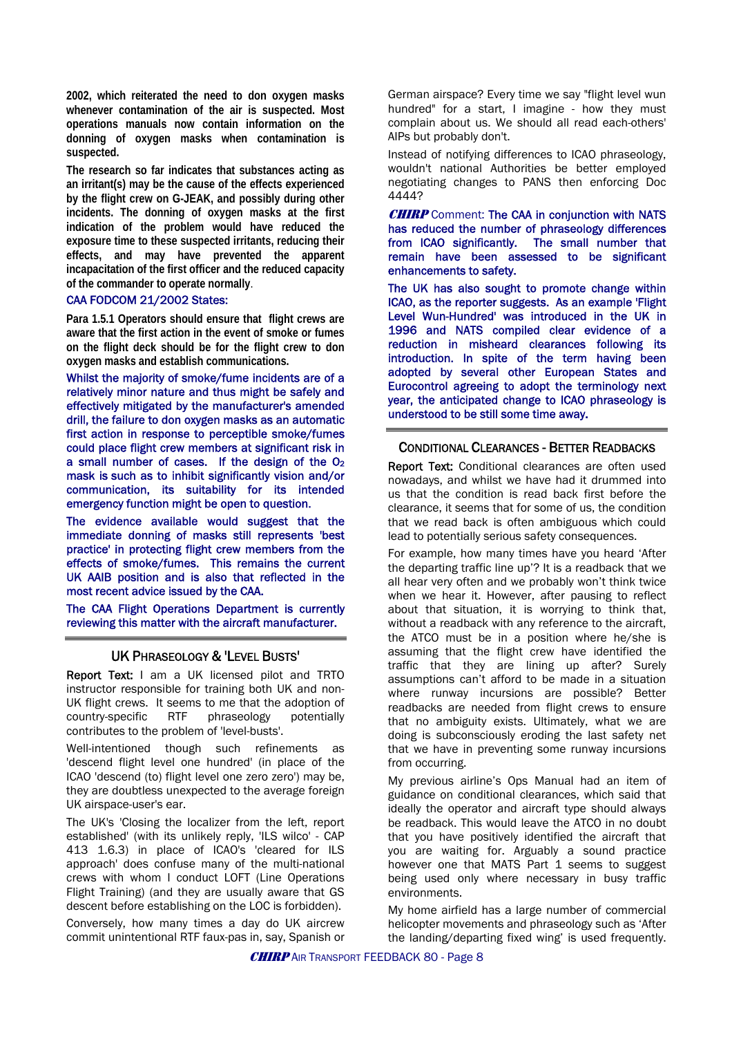**2002, which reiterated the need to don oxygen masks whenever contamination of the air is suspected. Most operations manuals now contain information on the donning of oxygen masks when contamination is suspected.**

**The research so far indicates that substances acting as an irritant(s) may be the cause of the effects experienced by the flight crew on G-JEAK, and possibly during other incidents. The donning of oxygen masks at the first indication of the problem would have reduced the exposure time to these suspected irritants, reducing their effects, and may have prevented the apparent incapacitation of the first officer and the reduced capacity of the commander to operate normally**.

CAA FODCOM 21/2002 States:

**Para 1.5.1 Operators should ensure that flight crews are aware that the first action in the event of smoke or fumes on the flight deck should be for the flight crew to don oxygen masks and establish communications.**

Whilst the majority of smoke/fume incidents are of a relatively minor nature and thus might be safely and effectively mitigated by the manufacturer's amended drill, the failure to don oxygen masks as an automatic first action in response to perceptible smoke/fumes could place flight crew members at significant risk in a small number of cases. If the design of the $O_2$ mask is such as to inhibit significantly vision and/or communication, its suitability for its intended emergency function might be open to question.

The evidence available would suggest that the immediate donning of masks still represents 'best practice' in protecting flight crew members from the effects of smoke/fumes. This remains the current UK AAIB position and is also that reflected in the most recent advice issued by the CAA.

The CAA Flight Operations Department is currently reviewing this matter with the aircraft manufacturer.

## UK Phraseology & 'Level Busts'

**Report Text:** I am a UK licensed pilot and TRTO instructor responsible for training both UK and non-UK flight crews. It seems to me that the adoption of country-specific RTF phraseology potentially contributes to the problem of 'level-busts'.

Well-intentioned though such refinements as 'descend flight level one hundred' (in place of the ICAO 'descend (to) flight level one zero zero') may be, they are doubtless unexpected to the average foreign UK airspace-user's ear.

The UK's 'Closing the localizer from the left, report established' (with its unlikely reply, 'ILS wilco' - CAP 413 1.6.3) in place of ICAO's 'cleared for ILS approach' does confuse many of the multi-national crews with whom I conduct LOFT (Line Operations Flight Training) (and they are usually aware that GS descent before establishing on the LOC is forbidden).

Conversely, how many times a day do UK aircrew commit unintentional RTF faux-pas in, say, Spanish or German airspace? Every time we say "flight level wun hundred" for a start, I imagine - how they must complain about us. We should all read each-others' AIPs but probably don't.

Instead of notifying differences to ICAO phraseology, wouldn't national Authorities be better employed negotiating changes to PANS then enforcing Doc 4444?

***CHIRP*** **Comment:** The CAA in conjunction with NATS has reduced the number of phraseology differences from ICAO significantly. The small number that remain have been assessed to be significant enhancements to safety.

The UK has also sought to promote change within ICAO, as the reporter suggests. As an example 'Flight Level Wun-Hundred' was introduced in the UK in 1996 and NATS compiled clear evidence of a reduction in misheard clearances following its introduction. In spite of the term having been adopted by several other European States and Eurocontrol agreeing to adopt the terminology next year, the anticipated change to ICAO phraseology is understood to be still some time away.

## Conditional Clearances - Better Readbacks

**Report Text:** Conditional clearances are often used nowadays, and whilst we have had it drummed into us that the condition is read back first before the clearance, it seems that for some of us, the condition that we read back is often ambiguous which could lead to potentially serious safety consequences.

For example, how many times have you heard 'After the departing traffic line up'? It is a readback that we all hear very often and we probably won't think twice when we hear it. However, after pausing to reflect about that situation, it is worrying to think that, without a readback with any reference to the aircraft, the ATCO must be in a position where he/she is assuming that the flight crew have identified the traffic that they are lining up after? Surely assumptions can't afford to be made in a situation where runway incursions are possible? Better readbacks are needed from flight crews to ensure that no ambiguity exists. Ultimately, what we are doing is subconsciously eroding the last safety net that we have in preventing some runway incursions from occurring.

My previous airline's Ops Manual had an item of guidance on conditional clearances, which said that ideally the operator and aircraft type should always be readback. This would leave the ATCO in no doubt that you have positively identified the aircraft that you are waiting for. Arguably a sound practice however one that MATS Part 1 seems to suggest being used only where necessary in busy traffic environments.

My home airfield has a large number of commercial helicopter movements and phraseology such as 'After the landing/departing fixed wing' is used frequently.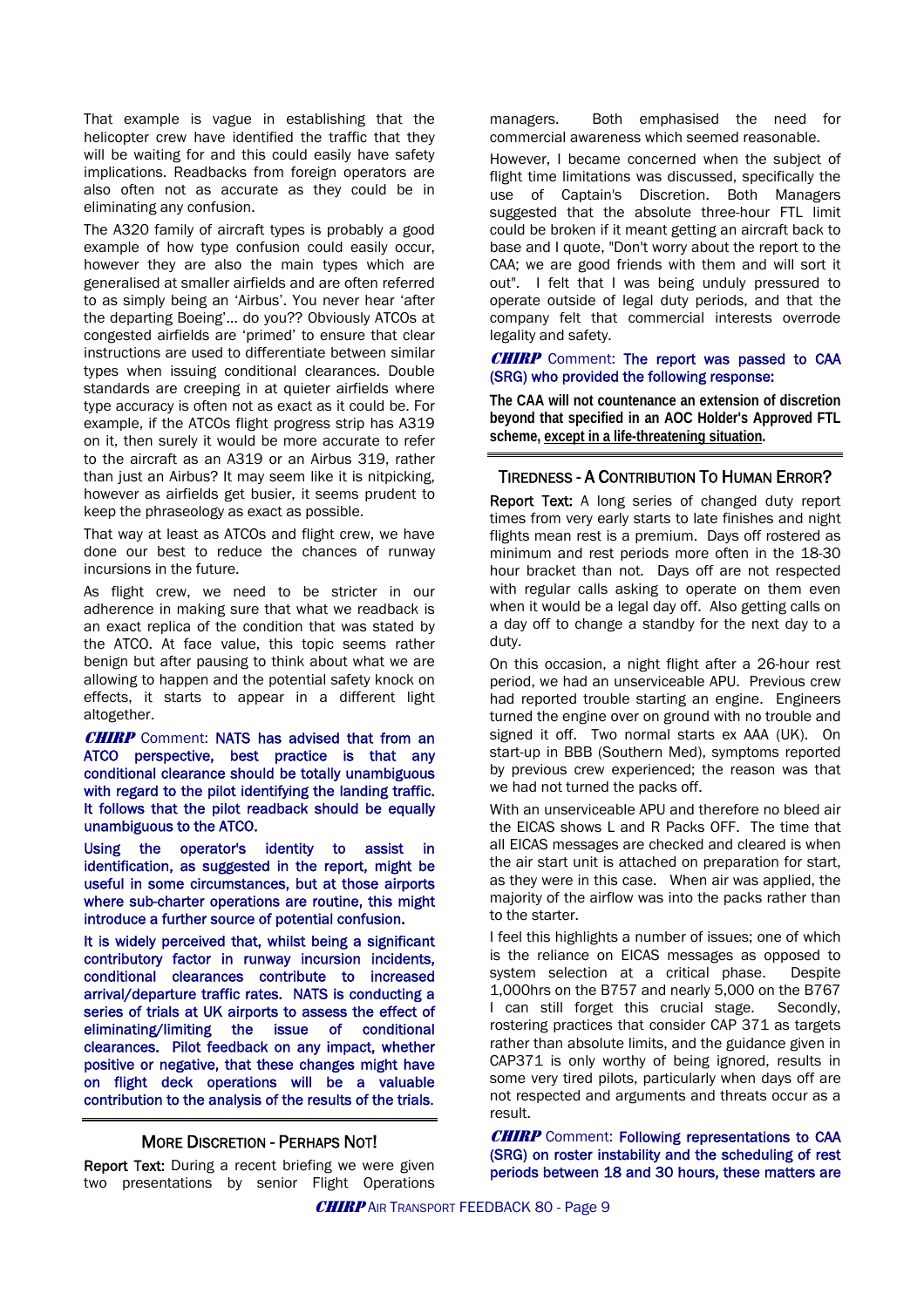That example is vague in establishing that the helicopter crew have identified the traffic that they will be waiting for and this could easily have safety implications. Readbacks from foreign operators are also often not as accurate as they could be in eliminating any confusion.

The A320 family of aircraft types is probably a good example of how type confusion could easily occur, however they are also the main types which are generalised at smaller airfields and are often referred to as simply being an 'Airbus'. You never hear 'after the departing Boeing'... do you?? Obviously ATCOs at congested airfields are 'primed' to ensure that clear instructions are used to differentiate between similar types when issuing conditional clearances. Double standards are creeping in at quieter airfields where type accuracy is often not as exact as it could be. For example, if the ATCOs flight progress strip has A319 on it, then surely it would be more accurate to refer to the aircraft as an A319 or an Airbus 319, rather than just an Airbus? It may seem like it is nitpicking, however as airfields get busier, it seems prudent to keep the phraseology as exact as possible.

That way at least as ATCOs and flight crew, we have done our best to reduce the chances of runway incursions in the future.

As flight crew, we need to be stricter in our adherence in making sure that what we readback is an exact replica of the condition that was stated by the ATCO. At face value, this topic seems rather benign but after pausing to think about what we are allowing to happen and the potential safety knock on effects, it starts to appear in a different light altogether.

***CHIRP*** Comment: NATS has advised that from an ATCO perspective, best practice is that any conditional clearance should be totally unambiguous with regard to the pilot identifying the landing traffic. It follows that the pilot readback should be equally unambiguous to the ATCO.

Using the operator's identity to assist in identification, as suggested in the report, might be useful in some circumstances, but at those airports where sub-charter operations are routine, this might introduce a further source of potential confusion.

It is widely perceived that, whilst being a significant contributory factor in runway incursion incidents, conditional clearances contribute to increased arrival/departure traffic rates. NATS is conducting a series of trials at UK airports to assess the effect of eliminating/limiting the issue of conditional clearances. Pilot feedback on any impact, whether positive or negative, that these changes might have on flight deck operations will be a valuable contribution to the analysis of the results of the trials.

## MORE DISCRETION - PERHAPS NOT!

Report Text: During a recent briefing we were given two presentations by senior Flight Operations managers. Both emphasised the need for commercial awareness which seemed reasonable.

However, I became concerned when the subject of flight time limitations was discussed, specifically the use of Captain's Discretion. Both Managers suggested that the absolute three-hour FTL limit could be broken if it meant getting an aircraft back to base and I quote, "Don't worry about the report to the CAA; we are good friends with them and will sort it out". I felt that I was being unduly pressured to operate outside of legal duty periods, and that the company felt that commercial interests overrode legality and safety.

***CHIRP*** Comment: The report was passed to CAA (SRG) who provided the following response:

**The CAA will not countenance an extension of discretion beyond that specified in an AOC Holder's Approved FTL scheme, except in a life-threatening situation.**

## TIREDNESS - A CONTRIBUTION TO HUMAN ERROR?

Report Text: A long series of changed duty report times from very early starts to late finishes and night flights mean rest is a premium. Days off rostered as minimum and rest periods more often in the 18-30 hour bracket than not. Days off are not respected with regular calls asking to operate on them even when it would be a legal day off. Also getting calls on a day off to change a standby for the next day to a duty.

On this occasion, a night flight after a 26-hour rest period, we had an unserviceable APU. Previous crew had reported trouble starting an engine. Engineers turned the engine over on ground with no trouble and signed it off. Two normal starts ex AAA (UK). On start-up in BBB (Southern Med), symptoms reported by previous crew experienced; the reason was that we had not turned the packs off.

With an unserviceable APU and therefore no bleed air the EICAS shows L and R Packs OFF. The time that all EICAS messages are checked and cleared is when the air start unit is attached on preparation for start, as they were in this case. When air was applied, the majority of the airflow was into the packs rather than to the starter.

I feel this highlights a number of issues; one of which is the reliance on EICAS messages as opposed to system selection at a critical phase. Despite 1,000hrs on the B757 and nearly 5,000 on the B767 I can still forget this crucial stage. Secondly, rostering practices that consider CAP 371 as targets rather than absolute limits, and the guidance given in CAP371 is only worthy of being ignored, results in some very tired pilots, particularly when days off are not respected and arguments and threats occur as a result.

***CHIRP*** Comment: Following representations to CAA (SRG) on roster instability and the scheduling of rest periods between 18 and 30 hours, these matters are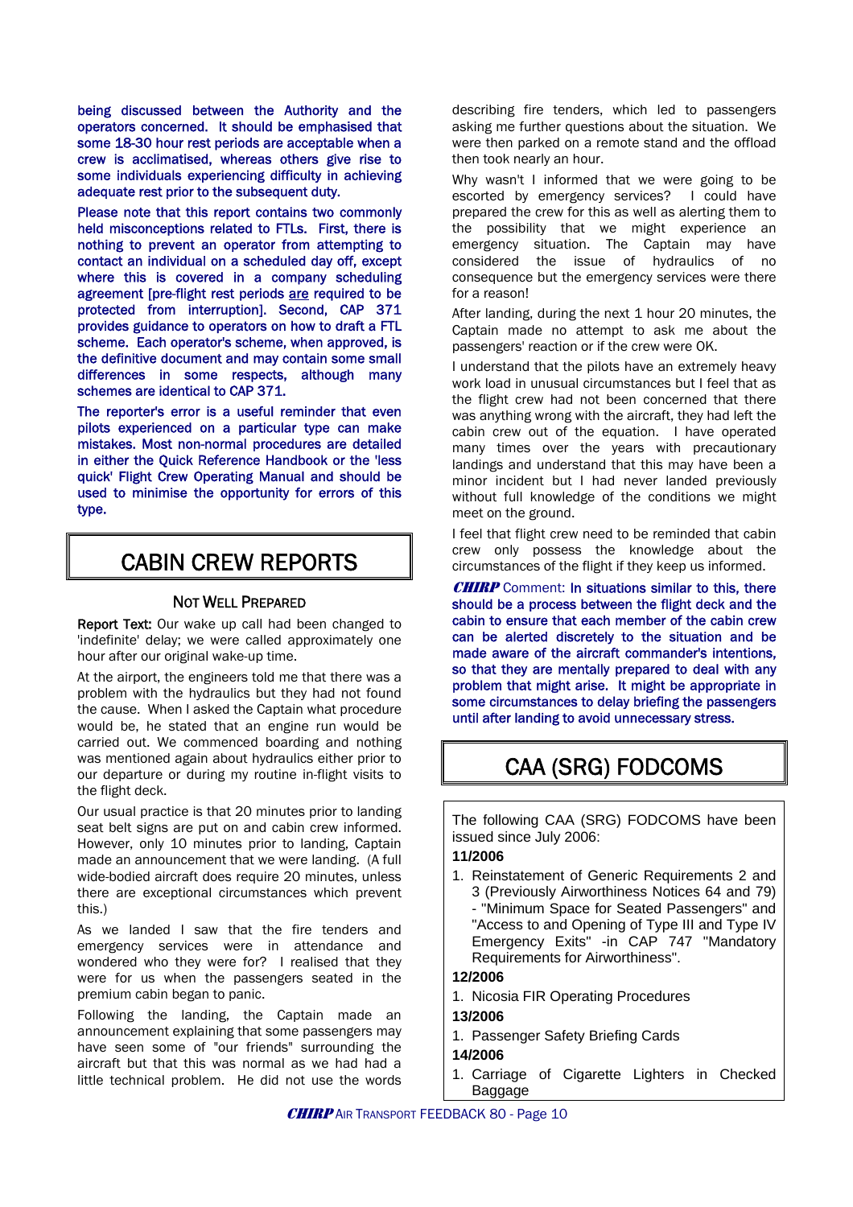being discussed between the Authority and the operators concerned. It should be emphasised that some 18-30 hour rest periods are acceptable when a crew is acclimatised, whereas others give rise to some individuals experiencing difficulty in achieving adequate rest prior to the subsequent duty.

Please note that this report contains two commonly held misconceptions related to FTLs. First, there is nothing to prevent an operator from attempting to contact an individual on a scheduled day off, except where this is covered in a company scheduling agreement [pre-flight rest periods are required to be protected from interruption]. Second, CAP 371 provides guidance to operators on how to draft a FTL scheme. Each operator's scheme, when approved, is the definitive document and may contain some small differences in some respects, although many schemes are identical to CAP 371.

The reporter's error is a useful reminder that even pilots experienced on a particular type can make mistakes. Most non-normal procedures are detailed in either the Quick Reference Handbook or the 'less quick' Flight Crew Operating Manual and should be used to minimise the opportunity for errors of this type.

# CABIN CREW REPORTS

### Not Well Prepared

**Report Text:** Our wake up call had been changed to 'indefinite' delay; we were called approximately one hour after our original wake-up time.

At the airport, the engineers told me that there was a problem with the hydraulics but they had not found the cause. When I asked the Captain what procedure would be, he stated that an engine run would be carried out. We commenced boarding and nothing was mentioned again about hydraulics either prior to our departure or during my routine in-flight visits to the flight deck.

Our usual practice is that 20 minutes prior to landing seat belt signs are put on and cabin crew informed. However, only 10 minutes prior to landing, Captain made an announcement that we were landing. (A full wide-bodied aircraft does require 20 minutes, unless there are exceptional circumstances which prevent this.)

As we landed I saw that the fire tenders and emergency services were in attendance and wondered who they were for? I realised that they were for us when the passengers seated in the premium cabin began to panic.

Following the landing, the Captain made an announcement explaining that some passengers may have seen some of "our friends" surrounding the aircraft but that this was normal as we had had a little technical problem. He did not use the words describing fire tenders, which led to passengers asking me further questions about the situation. We were then parked on a remote stand and the offload then took nearly an hour.

Why wasn't I informed that we were going to be escorted by emergency services? I could have prepared the crew for this as well as alerting them to the possibility that we might experience an emergency situation. The Captain may have considered the issue of hydraulics of no consequence but the emergency services were there for a reason!

After landing, during the next 1 hour 20 minutes, the Captain made no attempt to ask me about the passengers' reaction or if the crew were OK.

I understand that the pilots have an extremely heavy work load in unusual circumstances but I feel that as the flight crew had not been concerned that there was anything wrong with the aircraft, they had left the cabin crew out of the equation. I have operated many times over the years with precautionary landings and understand that this may have been a minor incident but I had never landed previously without full knowledge of the conditions we might meet on the ground.

I feel that flight crew need to be reminded that cabin crew only possess the knowledge about the circumstances of the flight if they keep us informed.

***CHIRP*** Comment: In situations similar to this, there should be a process between the flight deck and the cabin to ensure that each member of the cabin crew can be alerted discretely to the situation and be made aware of the aircraft commander's intentions, so that they are mentally prepared to deal with any problem that might arise. It might be appropriate in some circumstances to delay briefing the passengers until after landing to avoid unnecessary stress.

# CAA (SRG) FODCOMS

The following CAA (SRG) FODCOMS have been issued since July 2006:

**11/2006**

1. Reinstatement of Generic Requirements 2 and 3 (Previously Airworthiness Notices 64 and 79) - "Minimum Space for Seated Passengers" and "Access to and Opening of Type III and Type IV Emergency Exits" -in CAP 747 "Mandatory Requirements for Airworthiness".

**12/2006**

1. Nicosia FIR Operating Procedures

**13/2006**

1. Passenger Safety Briefing Cards

**14/2006**

1. Carriage of Cigarette Lighters in Checked Baggage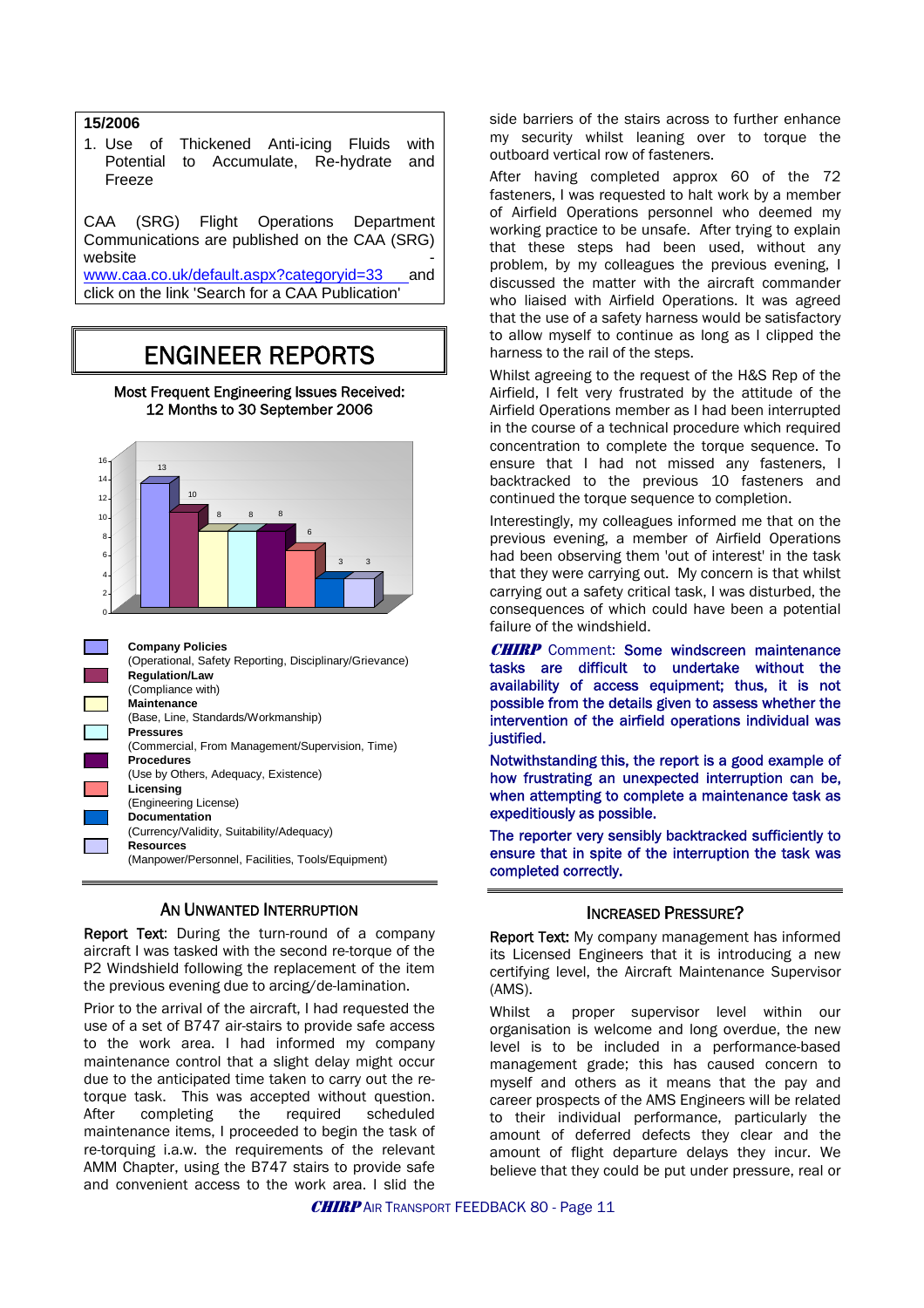**15/2006**

1. Use of Thickened Anti-icing Fluids with Potential to Accumulate, Re-hydrate and Freeze

CAA (SRG) Flight Operations Department Communications are published on the CAA (SRG) website - www.caa.co.uk/default.aspx?categoryid=33 and click on the link 'Search for a CAA Publication'

# ENGINEER REPORTS

Most Frequent Engineering Issues Received:
12 Months to 30 September 2006

| Category | Count |
|---|---|
| **Company Policies** (Operational, Safety Reporting, Disciplinary/Grievance) | 13 |
| **Regulation/Law** (Compliance with) | 10 |
| **Maintenance** (Base, Line, Standards/Workmanship) | 8 |
| **Pressures** (Commercial, From Management/Supervision, Time) | 8 |
| **Procedures** (Use by Others, Adequacy, Existence) | 8 |
| **Licensing** (Engineering License) | 6 |
| **Documentation** (Currency/Validity, Suitability/Adequacy) | 3 |
| **Resources** (Manpower/Personnel, Facilities, Tools/Equipment) | 3 |

## AN UNWANTED INTERRUPTION

**Report Text:** During the turn-round of a company aircraft I was tasked with the second re-torque of the P2 Windshield following the replacement of the item the previous evening due to arcing/de-lamination.

Prior to the arrival of the aircraft, I had requested the use of a set of B747 air-stairs to provide safe access to the work area. I had informed my company maintenance control that a slight delay might occur due to the anticipated time taken to carry out the re-torque task. This was accepted without question. After completing the required scheduled maintenance items, I proceeded to begin the task of re-torquing i.a.w. the requirements of the relevant AMM Chapter, using the B747 stairs to provide safe and convenient access to the work area. I slid the side barriers of the stairs across to further enhance my security whilst leaning over to torque the outboard vertical row of fasteners.

After having completed approx 60 of the 72 fasteners, I was requested to halt work by a member of Airfield Operations personnel who deemed my working practice to be unsafe. After trying to explain that these steps had been used, without any problem, by my colleagues the previous evening, I discussed the matter with the aircraft commander who liaised with Airfield Operations. It was agreed that the use of a safety harness would be satisfactory to allow myself to continue as long as I clipped the harness to the rail of the steps.

Whilst agreeing to the request of the H&S Rep of the Airfield, I felt very frustrated by the attitude of the Airfield Operations member as I had been interrupted in the course of a technical procedure which required concentration to complete the torque sequence. To ensure that I had not missed any fasteners, I backtracked to the previous 10 fasteners and continued the torque sequence to completion.

Interestingly, my colleagues informed me that on the previous evening, a member of Airfield Operations had been observing them 'out of interest' in the task that they were carrying out. My concern is that whilst carrying out a safety critical task, I was disturbed, the consequences of which could have been a potential failure of the windshield.

***CHIRP*** Comment: **Some windscreen maintenance tasks are difficult to undertake without the availability of access equipment; thus, it is not possible from the details given to assess whether the intervention of the airfield operations individual was justified.**

**Notwithstanding this, the report is a good example of how frustrating an unexpected interruption can be, when attempting to complete a maintenance task as expeditiously as possible.**

**The reporter very sensibly backtracked sufficiently to ensure that in spite of the interruption the task was completed correctly.**

## INCREASED PRESSURE?

**Report Text:** My company management has informed its Licensed Engineers that it is introducing a new certifying level, the Aircraft Maintenance Supervisor (AMS).

Whilst a proper supervisor level within our organisation is welcome and long overdue, the new level is to be included in a performance-based management grade; this has caused concern to myself and others as it means that the pay and career prospects of the AMS Engineers will be related to their individual performance, particularly the amount of deferred defects they clear and the amount of flight departure delays they incur. We believe that they could be put under pressure, real or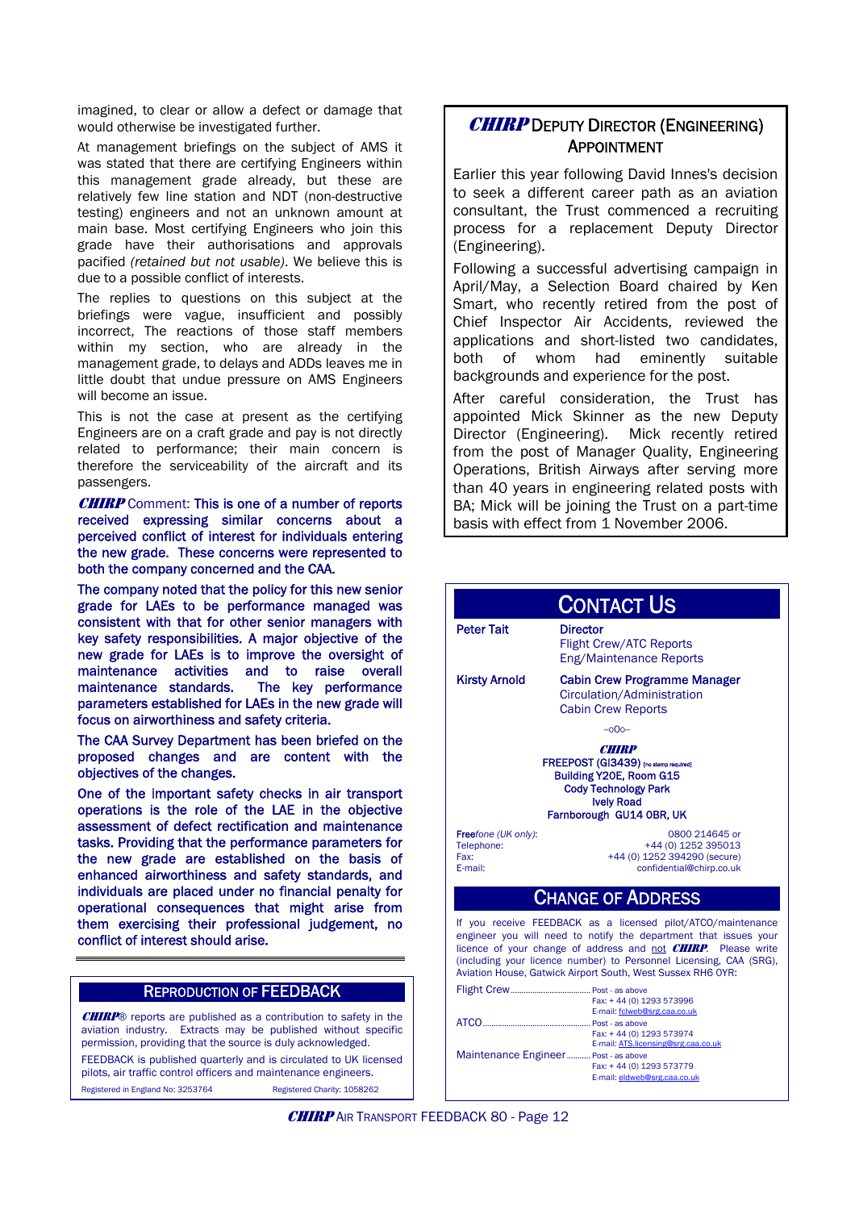imagined, to clear or allow a defect or damage that would otherwise be investigated further.

At management briefings on the subject of AMS it was stated that there are certifying Engineers within this management grade already, but these are relatively few line station and NDT (non-destructive testing) engineers and not an unknown amount at main base. Most certifying Engineers who join this grade have their authorisations and approvals pacified *(retained but not usable)*. We believe this is due to a possible conflict of interests.

The replies to questions on this subject at the briefings were vague, insufficient and possibly incorrect, The reactions of those staff members within my section, who are already in the management grade, to delays and ADDs leaves me in little doubt that undue pressure on AMS Engineers will become an issue.

This is not the case at present as the certifying Engineers are on a craft grade and pay is not directly related to performance; their main concern is therefore the serviceability of the aircraft and its passengers.

***CHIRP*** Comment: **This is one of a number of reports received expressing similar concerns about a perceived conflict of interest for individuals entering the new grade. These concerns were represented to both the company concerned and the CAA.**

**The company noted that the policy for this new senior grade for LAEs to be performance managed was consistent with that for other senior managers with key safety responsibilities. A major objective of the new grade for LAEs is to improve the oversight of maintenance activities and to raise overall maintenance standards. The key performance parameters established for LAEs in the new grade will focus on airworthiness and safety criteria.**

**The CAA Survey Department has been briefed on the proposed changes and are content with the objectives of the changes.**

**One of the important safety checks in air transport operations is the role of the LAE in the objective assessment of defect rectification and maintenance tasks. Providing that the performance parameters for the new grade are established on the basis of enhanced airworthiness and safety standards, and individuals are placed under no financial penalty for operational consequences that might arise from them exercising their professional judgement, no conflict of interest should arise.**

## REPRODUCTION OF FEEDBACK

***CHIRP***® reports are published as a contribution to safety in the aviation industry. Extracts may be published without specific permission, providing that the source is duly acknowledged.

FEEDBACK is published quarterly and is circulated to UK licensed pilots, air traffic control officers and maintenance engineers.

Registered in England No: 3253764 Registered Charity: 1058262

## *CHIRP* DEPUTY DIRECTOR (ENGINEERING) APPOINTMENT

Earlier this year following David Innes's decision to seek a different career path as an aviation consultant, the Trust commenced a recruiting process for a replacement Deputy Director (Engineering).

Following a successful advertising campaign in April/May, a Selection Board chaired by Ken Smart, who recently retired from the post of Chief Inspector Air Accidents, reviewed the applications and short-listed two candidates, both of whom had eminently suitable backgrounds and experience for the post.

After careful consideration, the Trust has appointed Mick Skinner as the new Deputy Director (Engineering). Mick recently retired from the post of Manager Quality, Engineering Operations, British Airways after serving more than 40 years in engineering related posts with BA; Mick will be joining the Trust on a part-time basis with effect from 1 November 2006.

## CONTACT US

**Peter Tait** — **Director**
Flight Crew/ATC Reports
Eng/Maintenance Reports

**Kirsty Arnold** — **Cabin Crew Programme Manager**
Circulation/Administration
Cabin Crew Reports

--oOo--

***CHIRP***
**FREEPOST (GI3439)** [no stamp required]
**Building Y20E, Room G15**
**Cody Technology Park**
**Ively Road**
**Farnborough GU14 0BR, UK**

| | |
|---|---|
| **Free***fone (UK only)*: | 0800 214645 or |
| Telephone: | +44 (0) 1252 395013 |
| Fax: | +44 (0) 1252 394290 (secure) |
| E-mail: | confidential@chirp.co.uk |

## CHANGE OF ADDRESS

If you receive FEEDBACK as a licensed pilot/ATCO/maintenance engineer you will need to notify the department that issues your licence of your change of address and not ***CHIRP***. Please write (including your licence number) to Personnel Licensing, CAA (SRG), Aviation House, Gatwick Airport South, West Sussex RH6 0YR:

| | |
|---|---|
| Flight Crew | Post - as above<br>Fax: + 44 (0) 1293 573996<br>E-mail: fclweb@srg.caa.co.uk |
| ATCO | Post - as above<br>Fax: + 44 (0) 1293 573974<br>E-mail: ATS.licensing@srg.caa.co.uk |
| Maintenance Engineer | Post - as above<br>Fax: + 44 (0) 1293 573779<br>E-mail: eldweb@srg.caa.co.uk |